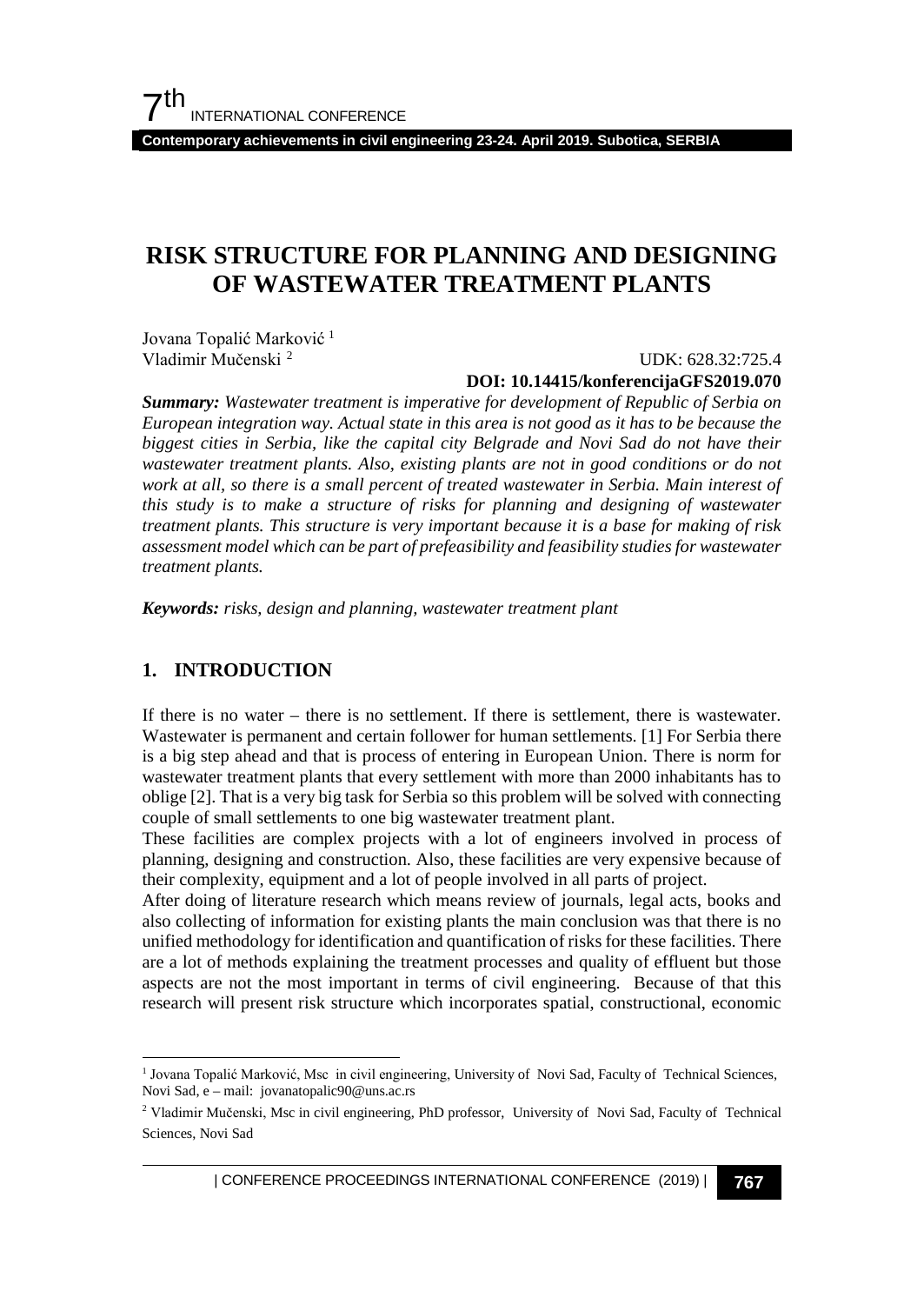# RISK STRUCTURE FOR PLANNING AND DESIGNING OF WASTEWATER TREATMENT PLANTS

Jovana Topalić Marković [1]
Vladimir Mučenski [2]

UDK: 628.32:725.4
**DOI: 10.14415/konferencijaGFS2019.070**

***Summary:*** *Wastewater treatment is imperative for development of Republic of Serbia on European integration way. Actual state in this area is not good as it has to be because the biggest cities in Serbia, like the capital city Belgrade and Novi Sad do not have their wastewater treatment plants. Also, existing plants are not in good conditions or do not work at all, so there is a small percent of treated wastewater in Serbia. Main interest of this study is to make a structure of risks for planning and designing of wastewater treatment plants. This structure is very important because it is a base for making of risk assessment model which can be part of prefeasibility and feasibility studies for wastewater treatment plants.*

***Keywords:*** *risks, design and planning, wastewater treatment plant*

## 1. INTRODUCTION

If there is no water – there is no settlement. If there is settlement, there is wastewater. Wastewater is permanent and certain follower for human settlements. [1] For Serbia there is a big step ahead and that is process of entering in European Union. There is norm for wastewater treatment plants that every settlement with more than 2000 inhabitants has to oblige [2]. That is a very big task for Serbia so this problem will be solved with connecting couple of small settlements to one big wastewater treatment plant.

These facilities are complex projects with a lot of engineers involved in process of planning, designing and construction. Also, these facilities are very expensive because of their complexity, equipment and a lot of people involved in all parts of project.

After doing of literature research which means review of journals, legal acts, books and also collecting of information for existing plants the main conclusion was that there is no unified methodology for identification and quantification of risks for these facilities. There are a lot of methods explaining the treatment processes and quality of effluent but those aspects are not the most important in terms of civil engineering. Because of that this research will present risk structure which incorporates spatial, constructional, economic

---

[1] Jovana Topalić Marković, Msc in civil engineering, University of Novi Sad, Faculty of Technical Sciences, Novi Sad, e – mail: jovanatopalic90@uns.ac.rs

[2] Vladimir Mučenski, Msc in civil engineering, PhD professor, University of Novi Sad, Faculty of Technical Sciences, Novi Sad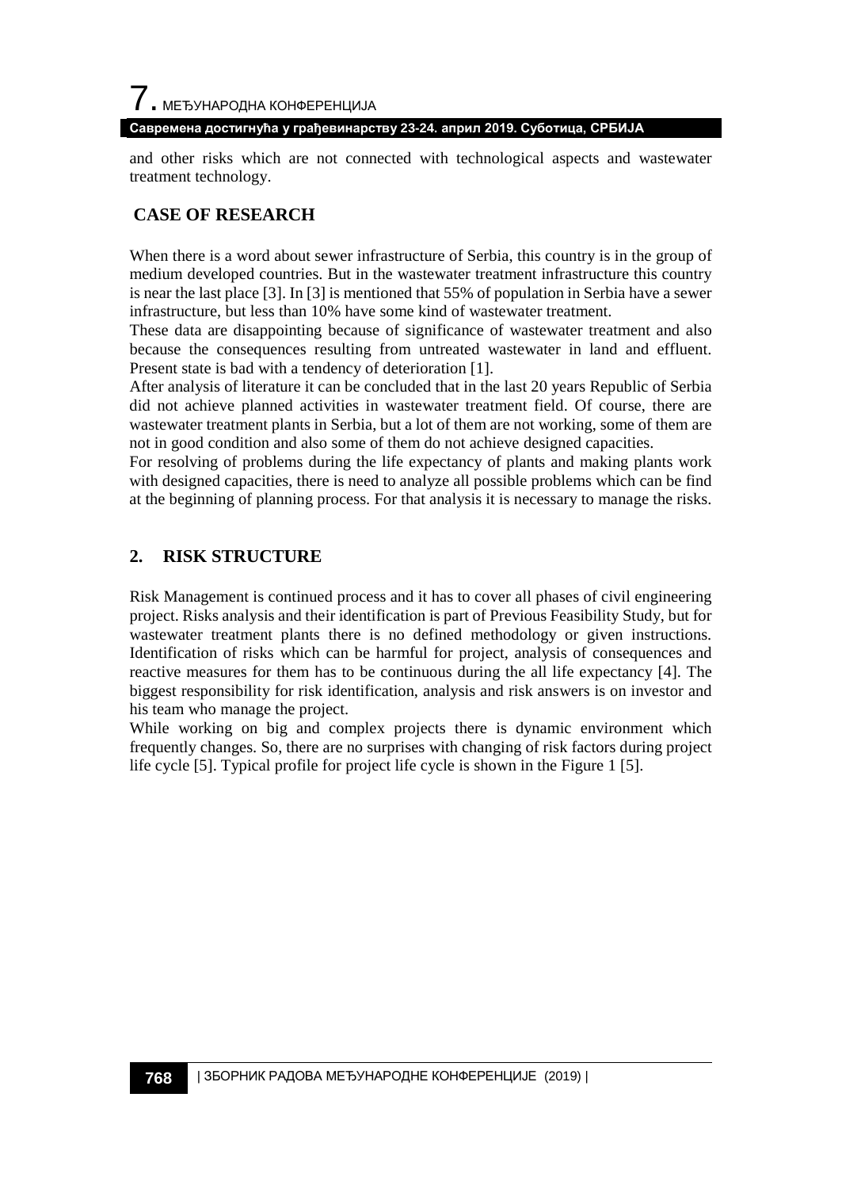and other risks which are not connected with technological aspects and wastewater treatment technology.

## CASE OF RESEARCH

When there is a word about sewer infrastructure of Serbia, this country is in the group of medium developed countries. But in the wastewater treatment infrastructure this country is near the last place [3]. In [3] is mentioned that 55% of population in Serbia have a sewer infrastructure, but less than 10% have some kind of wastewater treatment.

These data are disappointing because of significance of wastewater treatment and also because the consequences resulting from untreated wastewater in land and effluent. Present state is bad with a tendency of deterioration [1].

After analysis of literature it can be concluded that in the last 20 years Republic of Serbia did not achieve planned activities in wastewater treatment field. Of course, there are wastewater treatment plants in Serbia, but a lot of them are not working, some of them are not in good condition and also some of them do not achieve designed capacities.

For resolving of problems during the life expectancy of plants and making plants work with designed capacities, there is need to analyze all possible problems which can be find at the beginning of planning process. For that analysis it is necessary to manage the risks.

## 2. RISK STRUCTURE

Risk Management is continued process and it has to cover all phases of civil engineering project. Risks analysis and their identification is part of Previous Feasibility Study, but for wastewater treatment plants there is no defined methodology or given instructions. Identification of risks which can be harmful for project, analysis of consequences and reactive measures for them has to be continuous during the all life expectancy [4]. The biggest responsibility for risk identification, analysis and risk answers is on investor and his team who manage the project.

While working on big and complex projects there is dynamic environment which frequently changes. So, there are no surprises with changing of risk factors during project life cycle [5]. Typical profile for project life cycle is shown in the Figure 1 [5].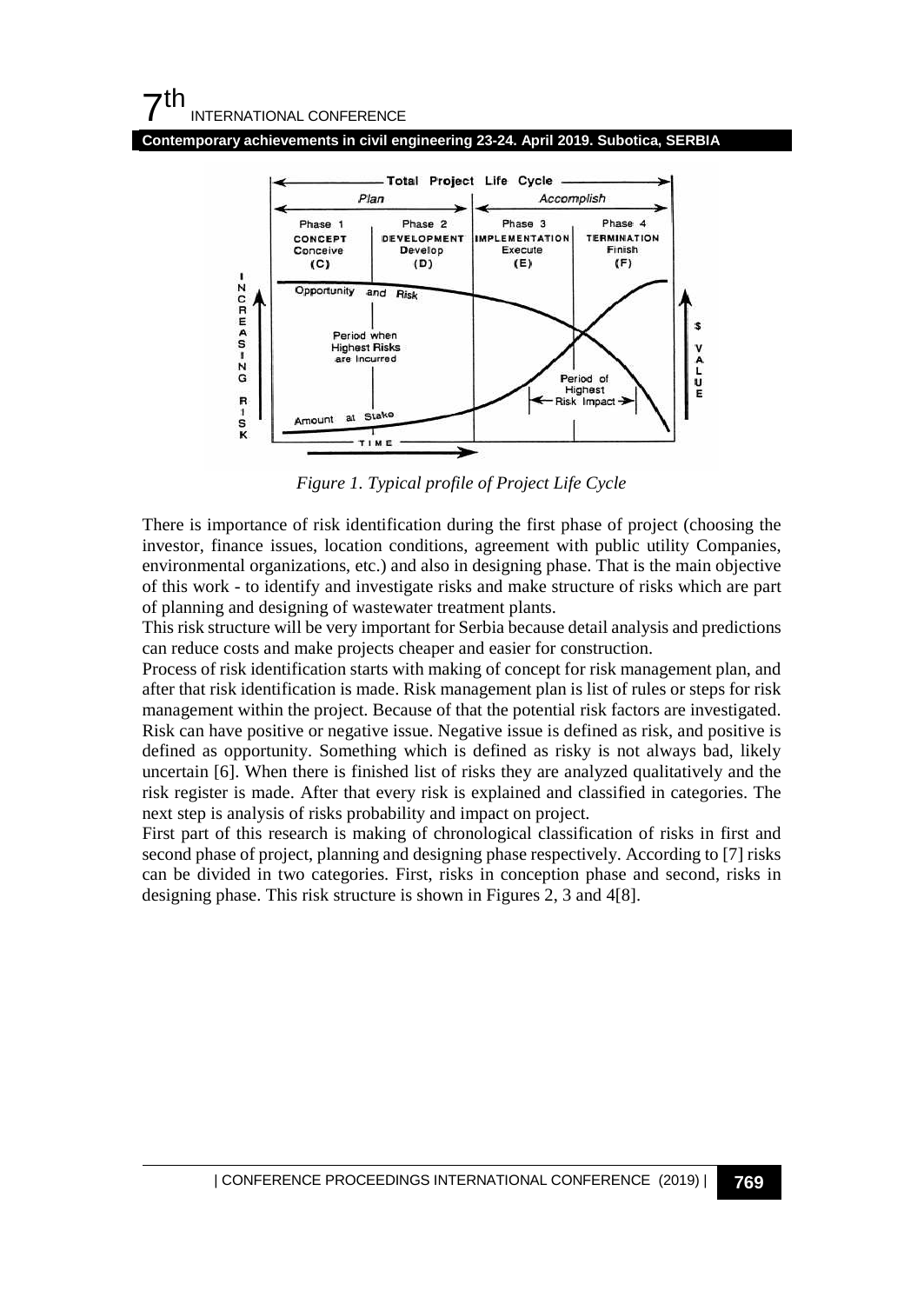*Figure 1. Typical profile of Project Life Cycle*

There is importance of risk identification during the first phase of project (choosing the investor, finance issues, location conditions, agreement with public utility Companies, environmental organizations, etc.) and also in designing phase. That is the main objective of this work - to identify and investigate risks and make structure of risks which are part of planning and designing of wastewater treatment plants.

This risk structure will be very important for Serbia because detail analysis and predictions can reduce costs and make projects cheaper and easier for construction.

Process of risk identification starts with making of concept for risk management plan, and after that risk identification is made. Risk management plan is list of rules or steps for risk management within the project. Because of that the potential risk factors are investigated. Risk can have positive or negative issue. Negative issue is defined as risk, and positive is defined as opportunity. Something which is defined as risky is not always bad, likely uncertain [6]. When there is finished list of risks they are analyzed qualitatively and the risk register is made. After that every risk is explained and classified in categories. The next step is analysis of risks probability and impact on project.

First part of this research is making of chronological classification of risks in first and second phase of project, planning and designing phase respectively. According to [7] risks can be divided in two categories. First, risks in conception phase and second, risks in designing phase. This risk structure is shown in Figures 2, 3 and 4[8].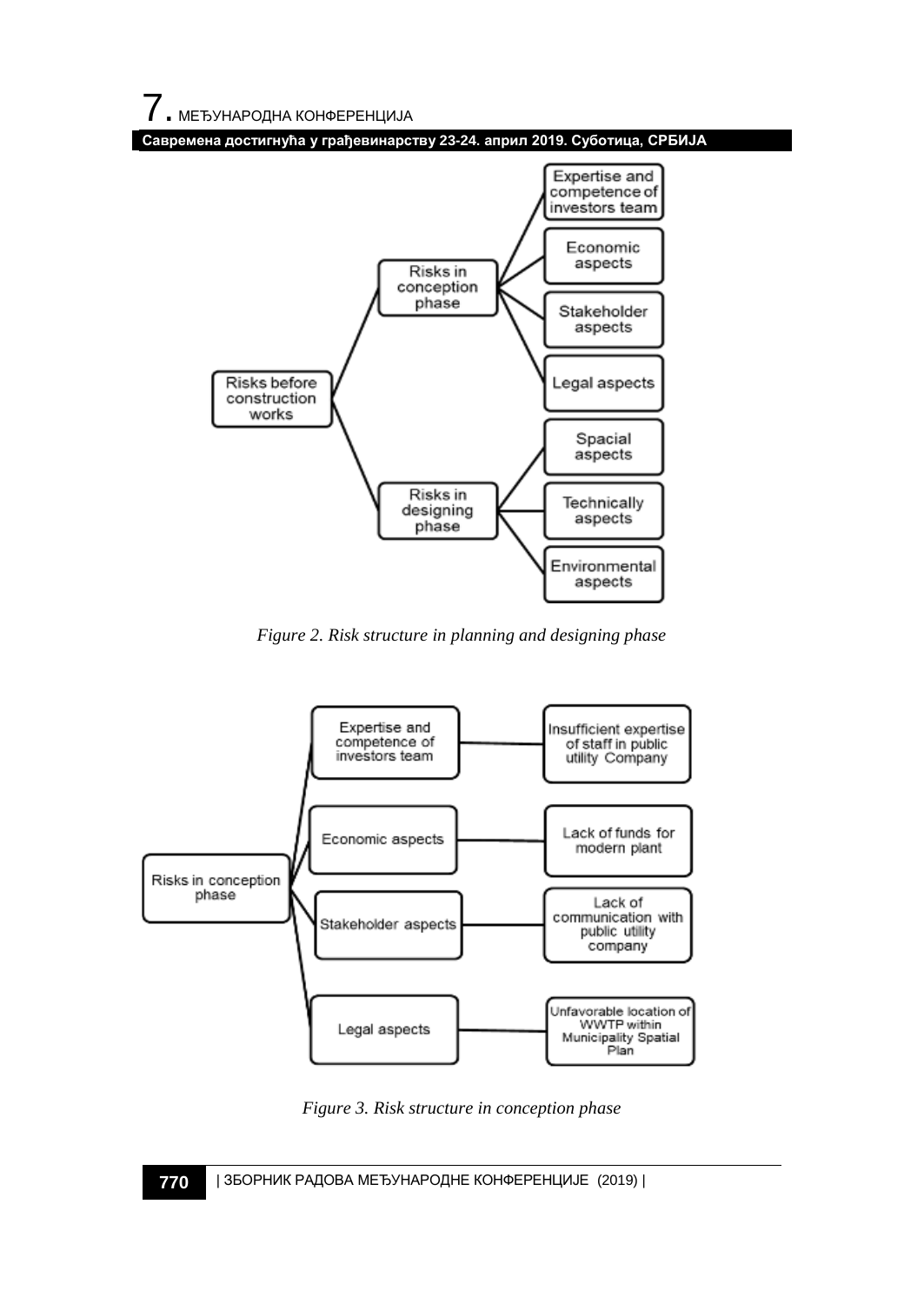Risks before construction works

- Risks in conception phase
  - Expertise and competence of investors team
  - Economic aspects
  - Stakeholder aspects
  - Legal aspects
- Risks in designing phase
  - Spacial aspects
  - Technically aspects
  - Environmental aspects

*Figure 2. Risk structure in planning and designing phase*

Risks in conception phase

- Expertise and competence of investors team — Insufficient expertise of staff in public utility Company
- Economic aspects — Lack of funds for modern plant
- Stakeholder aspects — Lack of communication with public utility company
- Legal aspects — Unfavorable location of WWTP within Municipality Spatial Plan

*Figure 3. Risk structure in conception phase*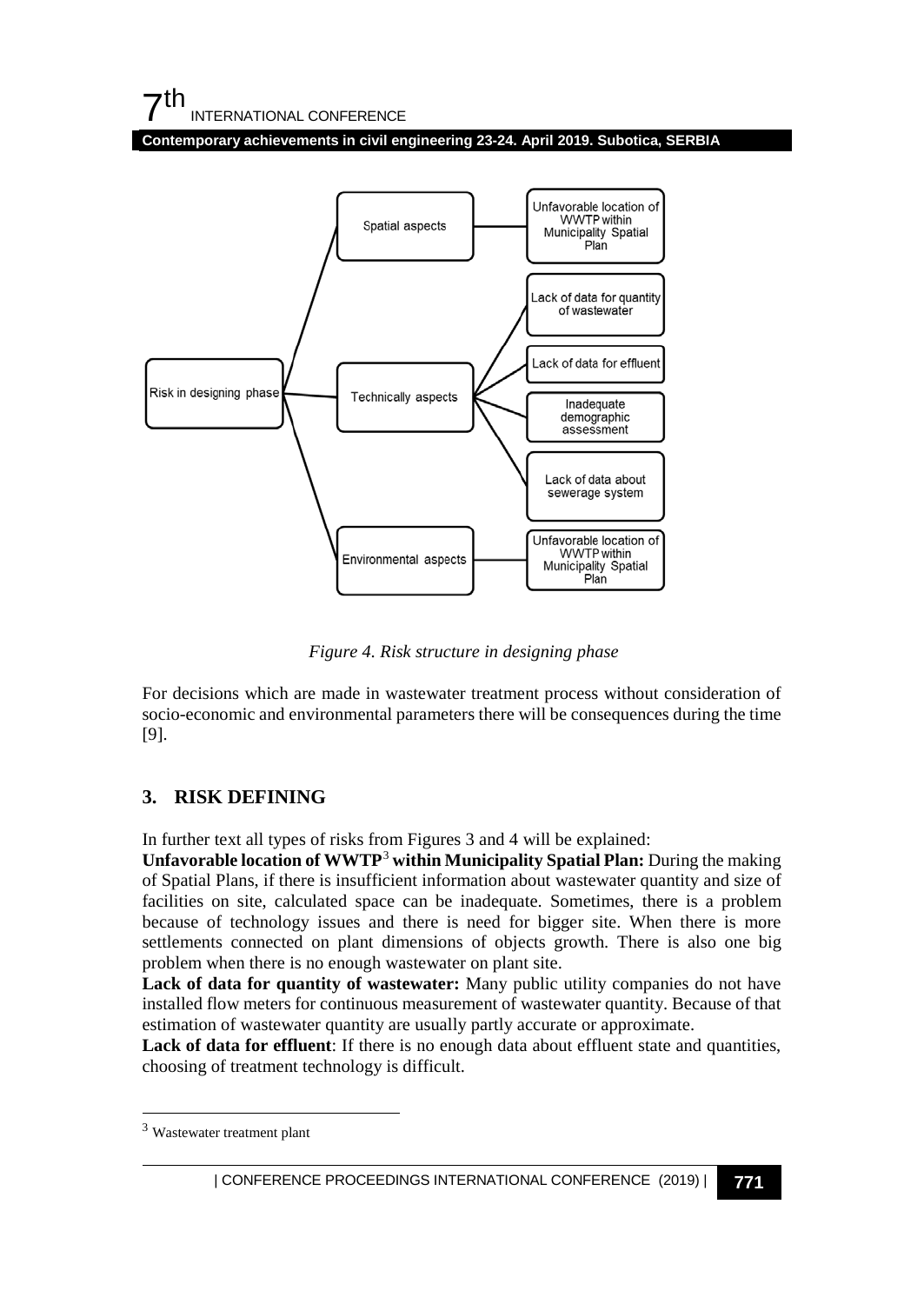*Figure 4. Risk structure in designing phase*

For decisions which are made in wastewater treatment process without consideration of socio-economic and environmental parameters there will be consequences during the time [9].

## 3. RISK DEFINING

In further text all types of risks from Figures 3 and 4 will be explained:

**Unfavorable location of WWTP[3] within Municipality Spatial Plan:** During the making of Spatial Plans, if there is insufficient information about wastewater quantity and size of facilities on site, calculated space can be inadequate. Sometimes, there is a problem because of technology issues and there is need for bigger site. When there is more settlements connected on plant dimensions of objects growth. There is also one big problem when there is no enough wastewater on plant site.

**Lack of data for quantity of wastewater:** Many public utility companies do not have installed flow meters for continuous measurement of wastewater quantity. Because of that estimation of wastewater quantity are usually partly accurate or approximate.

**Lack of data for effluent**: If there is no enough data about effluent state and quantities, choosing of treatment technology is difficult.

[3] Wastewater treatment plant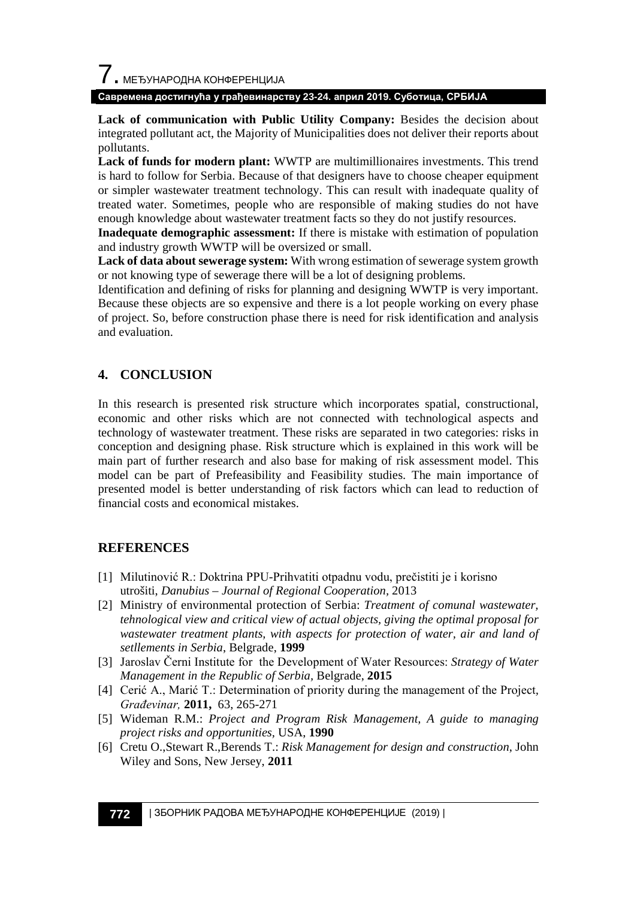**Lack of communication with Public Utility Company:** Besides the decision about integrated pollutant act, the Majority of Municipalities does not deliver their reports about pollutants.

**Lack of funds for modern plant:** WWTP are multimillionaires investments. This trend is hard to follow for Serbia. Because of that designers have to choose cheaper equipment or simpler wastewater treatment technology. This can result with inadequate quality of treated water. Sometimes, people who are responsible of making studies do not have enough knowledge about wastewater treatment facts so they do not justify resources.

**Inadequate demographic assessment:** If there is mistake with estimation of population and industry growth WWTP will be oversized or small.

**Lack of data about sewerage system:** With wrong estimation of sewerage system growth or not knowing type of sewerage there will be a lot of designing problems.

Identification and defining of risks for planning and designing WWTP is very important. Because these objects are so expensive and there is a lot people working on every phase of project. So, before construction phase there is need for risk identification and analysis and evaluation.

## 4. CONCLUSION

In this research is presented risk structure which incorporates spatial, constructional, economic and other risks which are not connected with technological aspects and technology of wastewater treatment. These risks are separated in two categories: risks in conception and designing phase. Risk structure which is explained in this work will be main part of further research and also base for making of risk assessment model. This model can be part of Prefeasibility and Feasibility studies. The main importance of presented model is better understanding of risk factors which can lead to reduction of financial costs and economical mistakes.

## REFERENCES

[1] Milutinović R.: Doktrina PPU-Prihvatiti otpadnu vodu, prečistiti je i korisno utrošiti, *Danubius – Journal of Regional Cooperation*, 2013

[2] Ministry of environmental protection of Serbia: *Treatment of comunal wastewater, tehnological view and critical view of actual objects, giving the optimal proposal for wastewater treatment plants, with aspects for protection of water, air and land of setllements in Serbia*, Belgrade, **1999**

[3] Jaroslav Černi Institute for the Development of Water Resources: *Strategy of Water Management in the Republic of Serbia,* Belgrade, **2015**

[4] Cerić A., Marić T.: Determination of priority during the management of the Project, *Građevinar,* **2011,** 63, 265-271

[5] Wideman R.M.: *Project and Program Risk Management, A guide to managing project risks and opportunities*, USA, **1990**

[6] Cretu O.,Stewart R.,Berends T.: *Risk Management for design and construction*, John Wiley and Sons, New Jersey, **2011**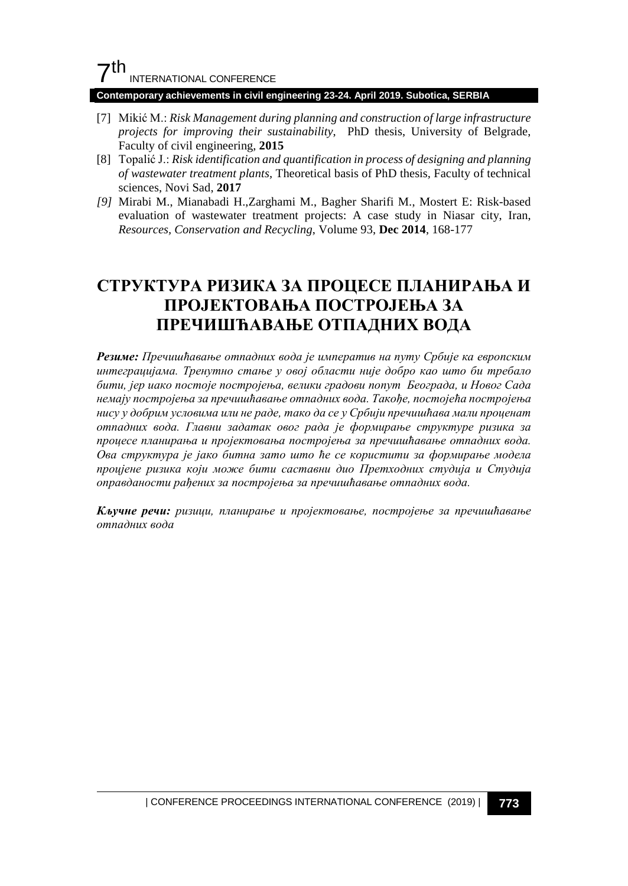[7] Mikić M.: *Risk Management during planning and construction of large infrastructure projects for improving their sustainability*, PhD thesis, University of Belgrade, Faculty of civil engineering, **2015**

[8] Topalić J.: *Risk identification and quantification in process of designing and planning of wastewater treatment plants,* Theoretical basis of PhD thesis, Faculty of technical sciences, Novi Sad, **2017**

*[9]* Mirabi M., Mianabadi H.,Zarghami M., Bagher Sharifi M., Mostert E: Risk-based evaluation of wastewater treatment projects: A case study in Niasar city, Iran, *Resources, Conservation and Recycling*, Volume 93, **Dec 2014**, 168-177

# СТРУКТУРА РИЗИКА ЗА ПРОЦЕСЕ ПЛАНИРАЊА И ПРОЈЕКТОВАЊА ПОСТРОЈЕЊА ЗА ПРЕЧИШЋАВАЊЕ ОТПАДНИХ ВОДА

***Резиме:*** *Пречишћавање отпадних вода је императив на путу Србије ка европским интеграцијама. Тренутно стање у овој области није добро као што би требало бити, јер иако постоје постројења, велики градови попут Београда, и Новог Сада немају постројења за пречишћавање отпадних вода. Такође, постојећа постројења нису у добрим условима или не раде, тако да се у Србији пречишћава мали проценат отпадних вода. Главни задатак овог рада је формирање структуре ризика за процесе планирања и пројектовања постројења за пречишћавање отпадних вода. Ова структура је јако битна зато што ће се користити за формирање модела процјене ризика који може бити саставни дио Претходних студија и Студија оправданости рађених за постројења за пречишћавање отпадних вода.*

***Кључне речи:*** *ризици, планирање и пројектовање, постројење за пречишћавање отпадних вода*